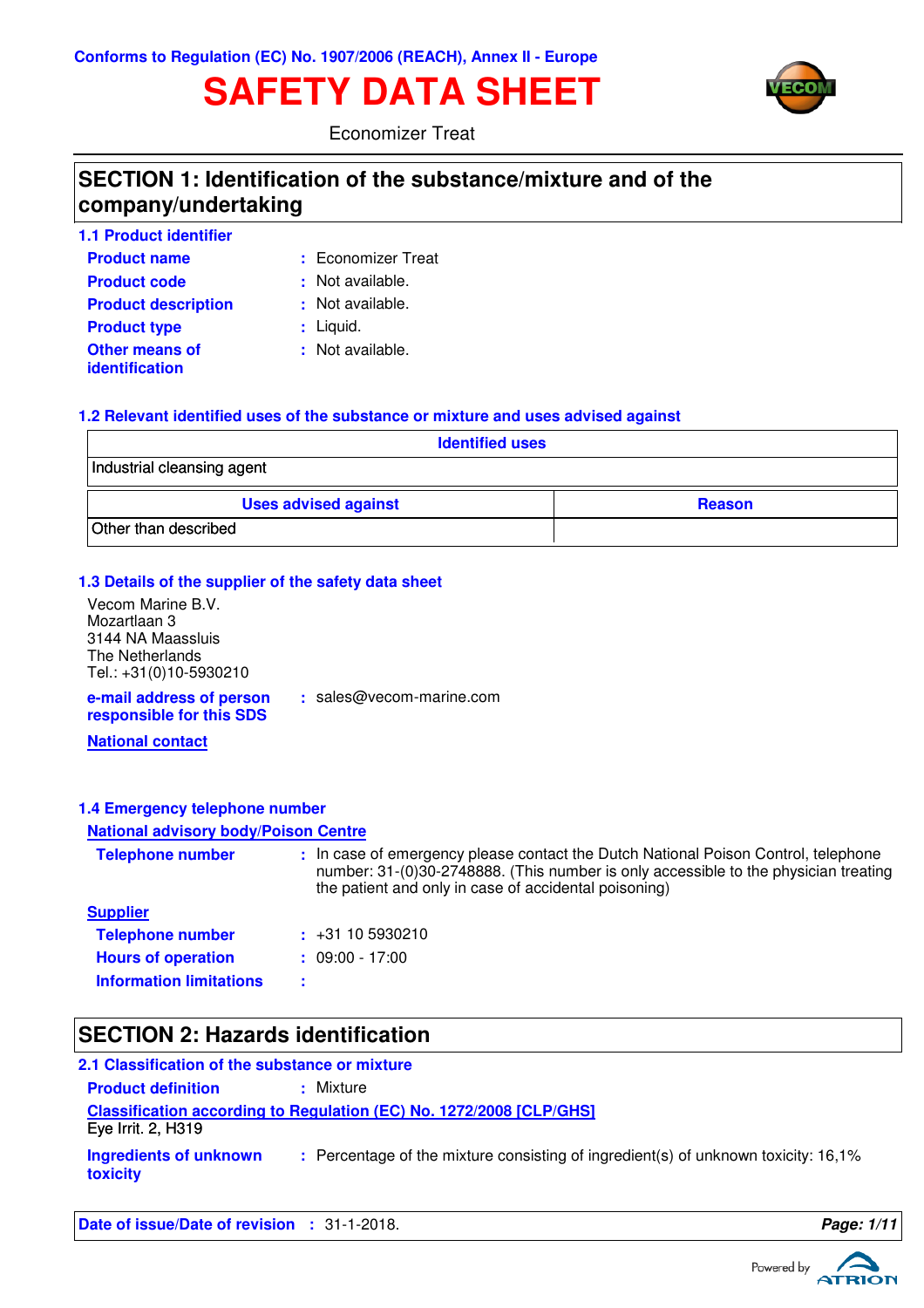Conforms to Regulation (EC) No. 1907/2006 (REACH), Annex II - Europe

# SAFETY DATA SHEET

Economizer Treat

## SECTION 1: Identification of the substance/mixture and of the company/undertaking

### 1.1 Product identifier

**Product name** : Economizer Treat

**Product code** : Not available.

**Product description** : Not available.

**Product type** : Liquid.

**Other means of identification** : Not available.

### 1.2 Relevant identified uses of the substance or mixture and uses advised against

| Identified uses |
|---|
| Industrial cleansing agent |

| Uses advised against | Reason |
|---|---|
| Other than described | |

### 1.3 Details of the supplier of the safety data sheet

Vecom Marine B.V.
Mozartlaan 3
3144 NA Maassluis
The Netherlands
Tel.: +31(0)10-5930210

**e-mail address of person responsible for this SDS** : sales@vecom-marine.com

**National contact**

### 1.4 Emergency telephone number

**National advisory body/Poison Centre**

**Telephone number** : In case of emergency please contact the Dutch National Poison Control, telephone number: 31-(0)30-2748888. (This number is only accessible to the physician treating the patient and only in case of accidental poisoning)

**Supplier**

**Telephone number** : +31 10 5930210

**Hours of operation** : 09:00 - 17:00

**Information limitations** :

## SECTION 2: Hazards identification

### 2.1 Classification of the substance or mixture

**Product definition** : Mixture

**Classification according to Regulation (EC) No. 1272/2008 [CLP/GHS]**

Eye Irrit. 2, H319

**Ingredients of unknown toxicity** : Percentage of the mixture consisting of ingredient(s) of unknown toxicity: 16,1%

**Date of issue/Date of revision** : 31-1-2018.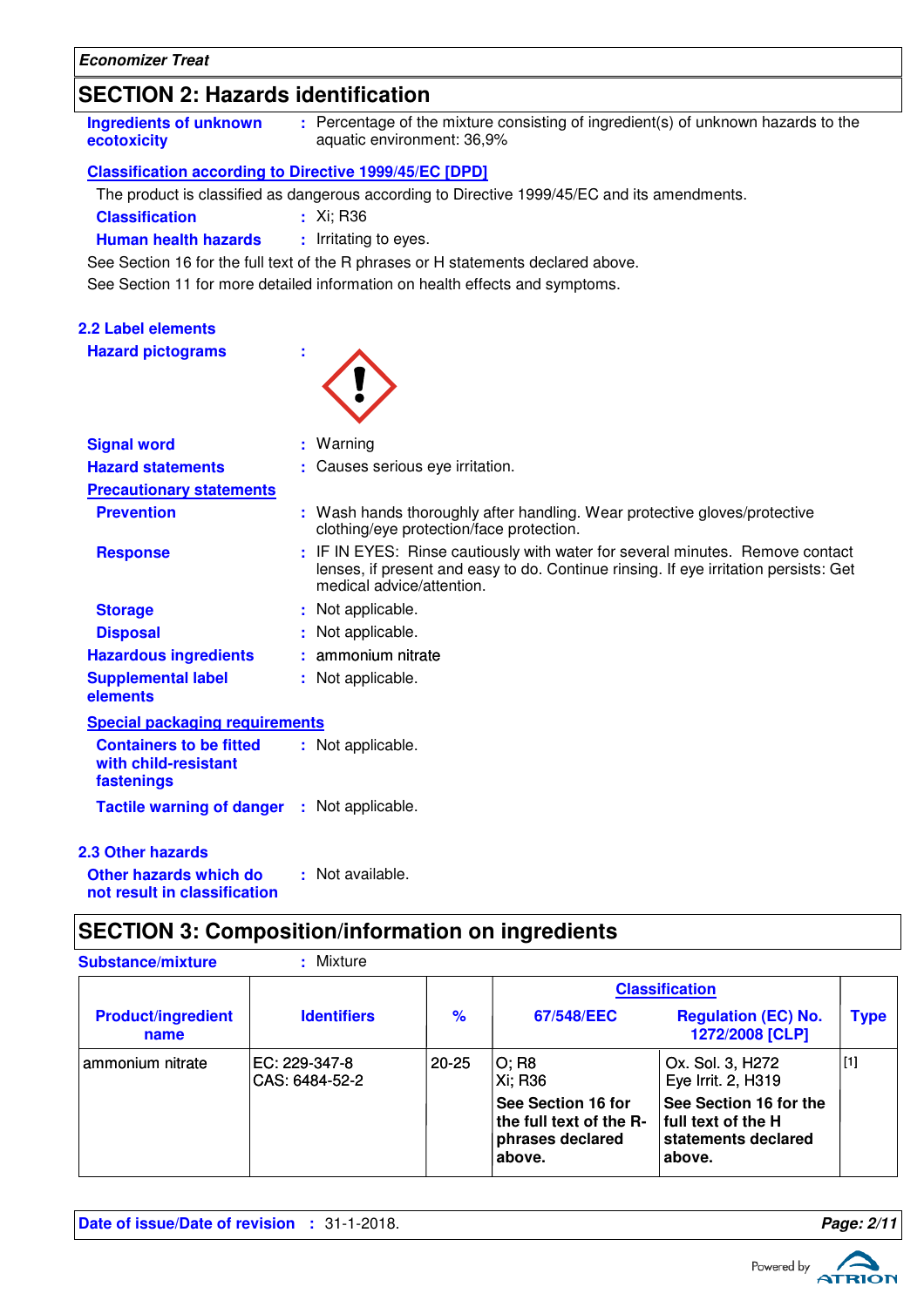## SECTION 2: Hazards identification

**Ingredients of unknown ecotoxicity** : Percentage of the mixture consisting of ingredient(s) of unknown hazards to the aquatic environment: 36,9%

**Classification according to Directive 1999/45/EC [DPD]**

The product is classified as dangerous according to Directive 1999/45/EC and its amendments.

**Classification** : Xi; R36

**Human health hazards** : Irritating to eyes.

See Section 16 for the full text of the R phrases or H statements declared above.

See Section 11 for more detailed information on health effects and symptoms.

### 2.2 Label elements

**Hazard pictograms** :

**Signal word** : Warning

**Hazard statements** : Causes serious eye irritation.

**Precautionary statements**

**Prevention** : Wash hands thoroughly after handling. Wear protective gloves/protective clothing/eye protection/face protection.

**Response** : IF IN EYES: Rinse cautiously with water for several minutes. Remove contact lenses, if present and easy to do. Continue rinsing. If eye irritation persists: Get medical advice/attention.

**Storage** : Not applicable.

**Disposal** : Not applicable.

**Hazardous ingredients** : ammonium nitrate

**Supplemental label elements** : Not applicable.

**Special packaging requirements**

**Containers to be fitted with child-resistant fastenings** : Not applicable.

**Tactile warning of danger** : Not applicable.

### 2.3 Other hazards

**Other hazards which do not result in classification** : Not available.

## SECTION 3: Composition/information on ingredients

**Substance/mixture** : Mixture

| Product/ingredient name | Identifiers | % | Classification 67/548/EEC | Classification Regulation (EC) No. 1272/2008 [CLP] | Type |
|---|---|---|---|---|---|
| ammonium nitrate | EC: 229-347-8<br>CAS: 6484-52-2 | 20-25 | O; R8<br>Xi; R36<br>**See Section 16 for the full text of the R-phrases declared above.** | Ox. Sol. 3, H272<br>Eye Irrit. 2, H319<br>**See Section 16 for the full text of the H statements declared above.** | [1] |

**Date of issue/Date of revision** : 31-1-2018.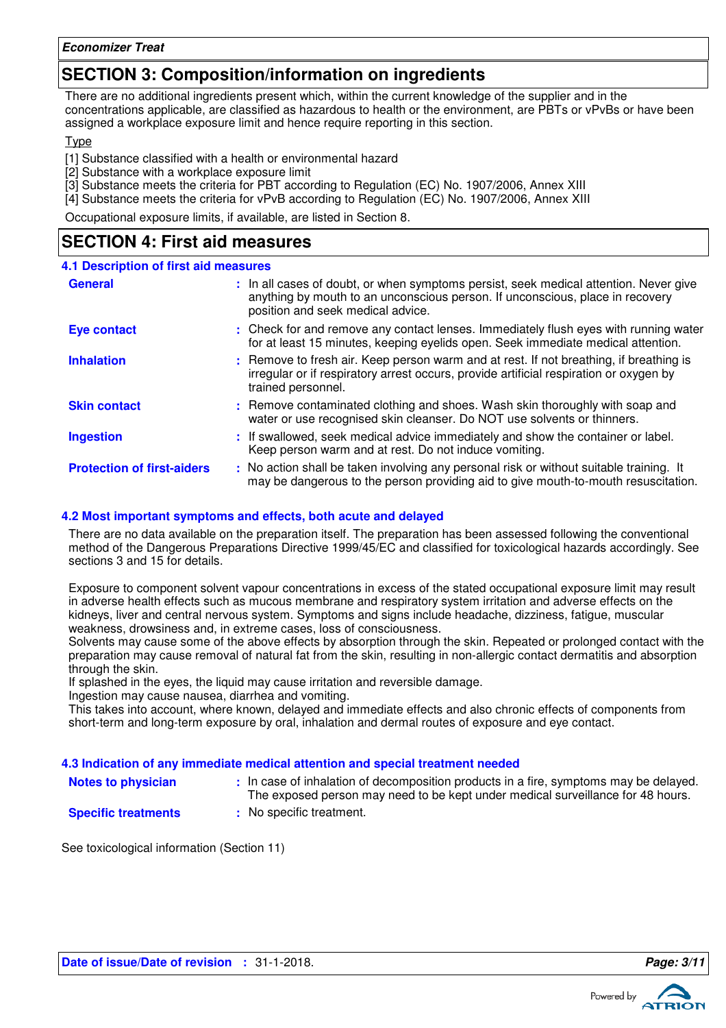## SECTION 3: Composition/information on ingredients

There are no additional ingredients present which, within the current knowledge of the supplier and in the concentrations applicable, are classified as hazardous to health or the environment, are PBTs or vPvBs or have been assigned a workplace exposure limit and hence require reporting in this section.

Type

[1] Substance classified with a health or environmental hazard
[2] Substance with a workplace exposure limit
[3] Substance meets the criteria for PBT according to Regulation (EC) No. 1907/2006, Annex XIII
[4] Substance meets the criteria for vPvB according to Regulation (EC) No. 1907/2006, Annex XIII

Occupational exposure limits, if available, are listed in Section 8.

## SECTION 4: First aid measures

### 4.1 Description of first aid measures

**General** : In all cases of doubt, or when symptoms persist, seek medical attention. Never give anything by mouth to an unconscious person. If unconscious, place in recovery position and seek medical advice.

**Eye contact** : Check for and remove any contact lenses. Immediately flush eyes with running water for at least 15 minutes, keeping eyelids open. Seek immediate medical attention.

**Inhalation** : Remove to fresh air. Keep person warm and at rest. If not breathing, if breathing is irregular or if respiratory arrest occurs, provide artificial respiration or oxygen by trained personnel.

**Skin contact** : Remove contaminated clothing and shoes. Wash skin thoroughly with soap and water or use recognised skin cleanser. Do NOT use solvents or thinners.

**Ingestion** : If swallowed, seek medical advice immediately and show the container or label. Keep person warm and at rest. Do not induce vomiting.

**Protection of first-aiders** : No action shall be taken involving any personal risk or without suitable training. It may be dangerous to the person providing aid to give mouth-to-mouth resuscitation.

### 4.2 Most important symptoms and effects, both acute and delayed

There are no data available on the preparation itself. The preparation has been assessed following the conventional method of the Dangerous Preparations Directive 1999/45/EC and classified for toxicological hazards accordingly. See sections 3 and 15 for details.

Exposure to component solvent vapour concentrations in excess of the stated occupational exposure limit may result in adverse health effects such as mucous membrane and respiratory system irritation and adverse effects on the kidneys, liver and central nervous system. Symptoms and signs include headache, dizziness, fatigue, muscular weakness, drowsiness and, in extreme cases, loss of consciousness.
Solvents may cause some of the above effects by absorption through the skin. Repeated or prolonged contact with the preparation may cause removal of natural fat from the skin, resulting in non-allergic contact dermatitis and absorption through the skin.
If splashed in the eyes, the liquid may cause irritation and reversible damage.
Ingestion may cause nausea, diarrhea and vomiting.
This takes into account, where known, delayed and immediate effects and also chronic effects of components from short-term and long-term exposure by oral, inhalation and dermal routes of exposure and eye contact.

### 4.3 Indication of any immediate medical attention and special treatment needed

**Notes to physician** : In case of inhalation of decomposition products in a fire, symptoms may be delayed. The exposed person may need to be kept under medical surveillance for 48 hours.

**Specific treatments** : No specific treatment.

See toxicological information (Section 11)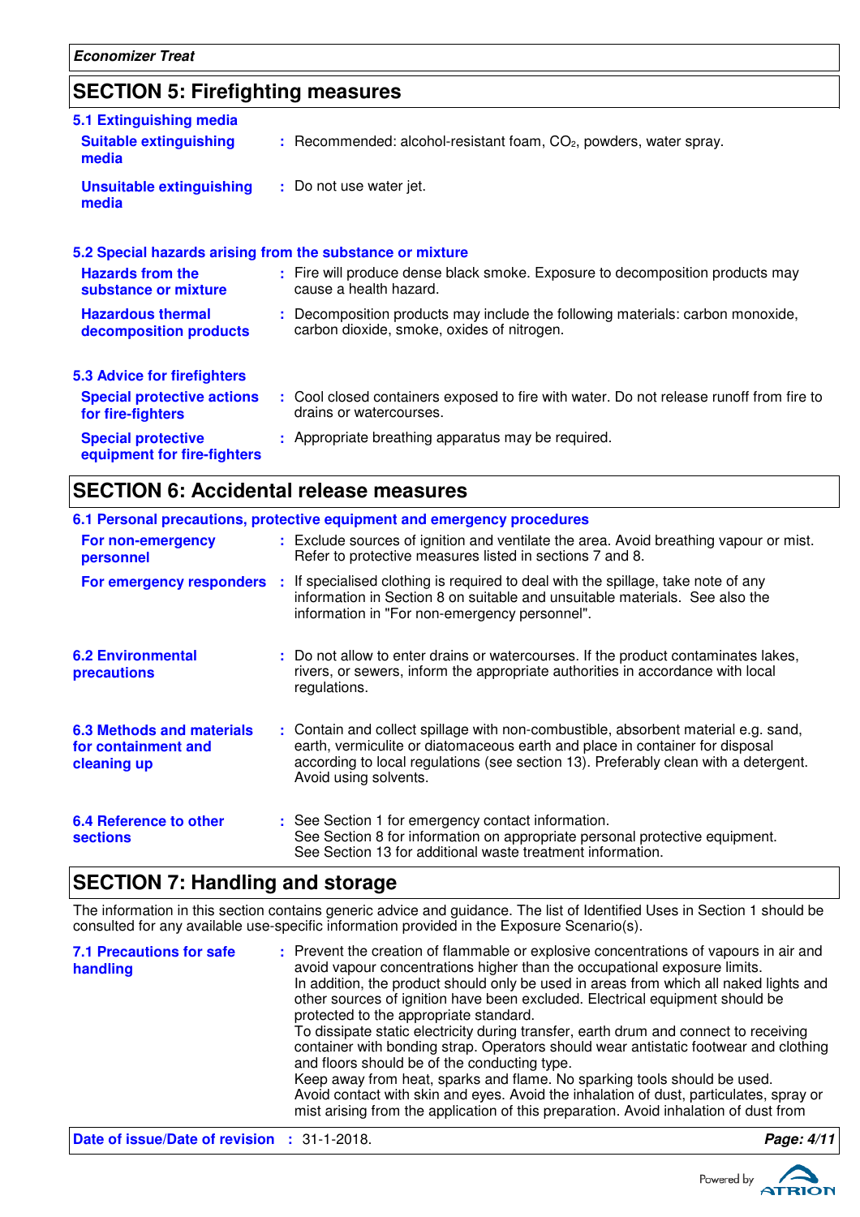## SECTION 5: Firefighting measures

### 5.1 Extinguishing media

**Suitable extinguishing media** : Recommended: alcohol-resistant foam, $CO_2$, powders, water spray.

**Unsuitable extinguishing media** : Do not use water jet.

### 5.2 Special hazards arising from the substance or mixture

**Hazards from the substance or mixture** : Fire will produce dense black smoke. Exposure to decomposition products may cause a health hazard.

**Hazardous thermal decomposition products** : Decomposition products may include the following materials: carbon monoxide, carbon dioxide, smoke, oxides of nitrogen.

### 5.3 Advice for firefighters

**Special protective actions for fire-fighters** : Cool closed containers exposed to fire with water. Do not release runoff from fire to drains or watercourses.

**Special protective equipment for fire-fighters** : Appropriate breathing apparatus may be required.

## SECTION 6: Accidental release measures

### 6.1 Personal precautions, protective equipment and emergency procedures

**For non-emergency personnel** : Exclude sources of ignition and ventilate the area. Avoid breathing vapour or mist. Refer to protective measures listed in sections 7 and 8.

**For emergency responders** : If specialised clothing is required to deal with the spillage, take note of any information in Section 8 on suitable and unsuitable materials. See also the information in "For non-emergency personnel".

### 6.2 Environmental precautions

: Do not allow to enter drains or watercourses. If the product contaminates lakes, rivers, or sewers, inform the appropriate authorities in accordance with local regulations.

### 6.3 Methods and materials for containment and cleaning up

: Contain and collect spillage with non-combustible, absorbent material e.g. sand, earth, vermiculite or diatomaceous earth and place in container for disposal according to local regulations (see section 13). Preferably clean with a detergent. Avoid using solvents.

### 6.4 Reference to other sections

: See Section 1 for emergency contact information.
See Section 8 for information on appropriate personal protective equipment.
See Section 13 for additional waste treatment information.

## SECTION 7: Handling and storage

The information in this section contains generic advice and guidance. The list of Identified Uses in Section 1 should be consulted for any available use-specific information provided in the Exposure Scenario(s).

### 7.1 Precautions for safe handling

: Prevent the creation of flammable or explosive concentrations of vapours in air and avoid vapour concentrations higher than the occupational exposure limits.
In addition, the product should only be used in areas from which all naked lights and other sources of ignition have been excluded. Electrical equipment should be protected to the appropriate standard.
To dissipate static electricity during transfer, earth drum and connect to receiving container with bonding strap. Operators should wear antistatic footwear and clothing and floors should be of the conducting type.
Keep away from heat, sparks and flame. No sparking tools should be used.
Avoid contact with skin and eyes. Avoid the inhalation of dust, particulates, spray or mist arising from the application of this preparation. Avoid inhalation of dust from

**Date of issue/Date of revision** : 31-1-2018.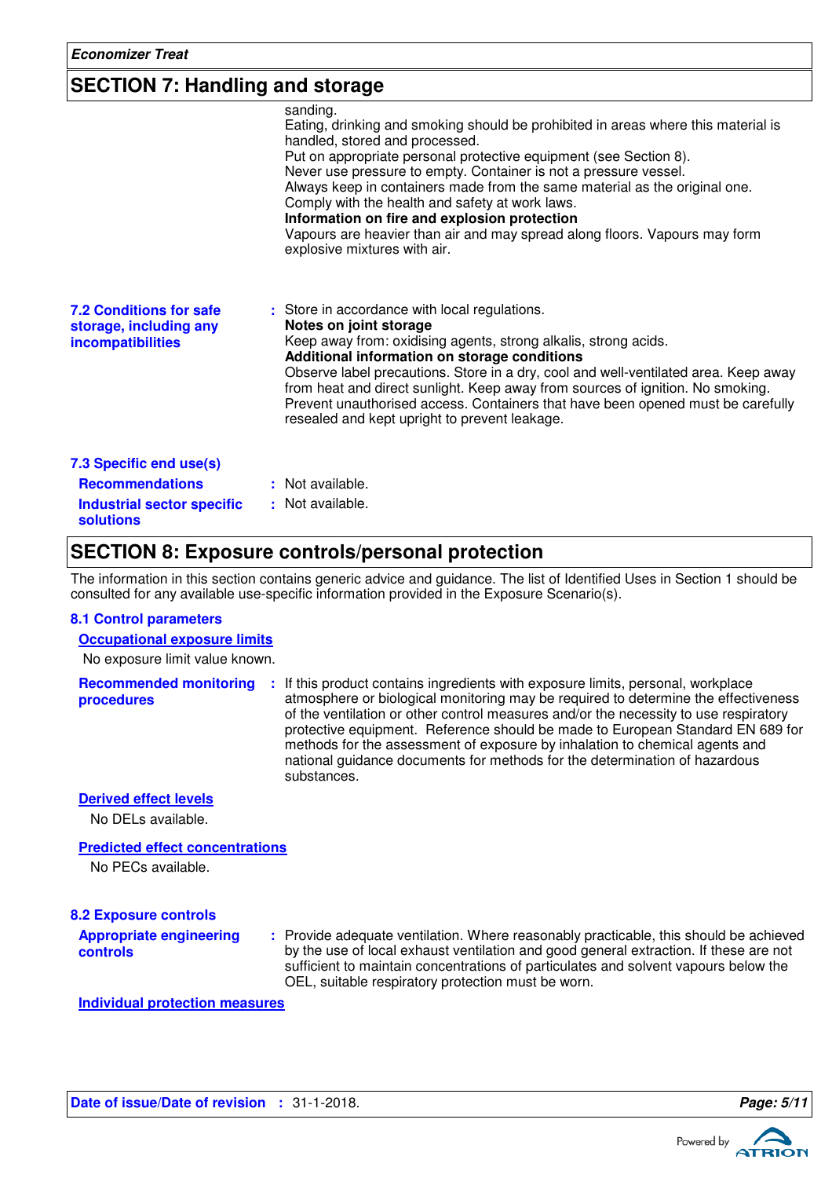## SECTION 7: Handling and storage

sanding.
Eating, drinking and smoking should be prohibited in areas where this material is handled, stored and processed.
Put on appropriate personal protective equipment (see Section 8).
Never use pressure to empty. Container is not a pressure vessel.
Always keep in containers made from the same material as the original one.
Comply with the health and safety at work laws.

**Information on fire and explosion protection**

Vapours are heavier than air and may spread along floors. Vapours may form explosive mixtures with air.

**7.2 Conditions for safe storage, including any incompatibilities** : Store in accordance with local regulations.

**Notes on joint storage**

Keep away from: oxidising agents, strong alkalis, strong acids.

**Additional information on storage conditions**

Observe label precautions. Store in a dry, cool and well-ventilated area. Keep away from heat and direct sunlight. Keep away from sources of ignition. No smoking. Prevent unauthorised access. Containers that have been opened must be carefully resealed and kept upright to prevent leakage.

**7.3 Specific end use(s)**

**Recommendations** : Not available.

**Industrial sector specific solutions** : Not available.

## SECTION 8: Exposure controls/personal protection

The information in this section contains generic advice and guidance. The list of Identified Uses in Section 1 should be consulted for any available use-specific information provided in the Exposure Scenario(s).

**8.1 Control parameters**

**Occupational exposure limits**

No exposure limit value known.

**Recommended monitoring procedures** : If this product contains ingredients with exposure limits, personal, workplace atmosphere or biological monitoring may be required to determine the effectiveness of the ventilation or other control measures and/or the necessity to use respiratory protective equipment. Reference should be made to European Standard EN 689 for methods for the assessment of exposure by inhalation to chemical agents and national guidance documents for methods for the determination of hazardous substances.

**Derived effect levels**

No DELs available.

**Predicted effect concentrations**

No PECs available.

**8.2 Exposure controls**

**Appropriate engineering controls** : Provide adequate ventilation. Where reasonably practicable, this should be achieved by the use of local exhaust ventilation and good general extraction. If these are not sufficient to maintain concentrations of particulates and solvent vapours below the OEL, suitable respiratory protection must be worn.

**Individual protection measures**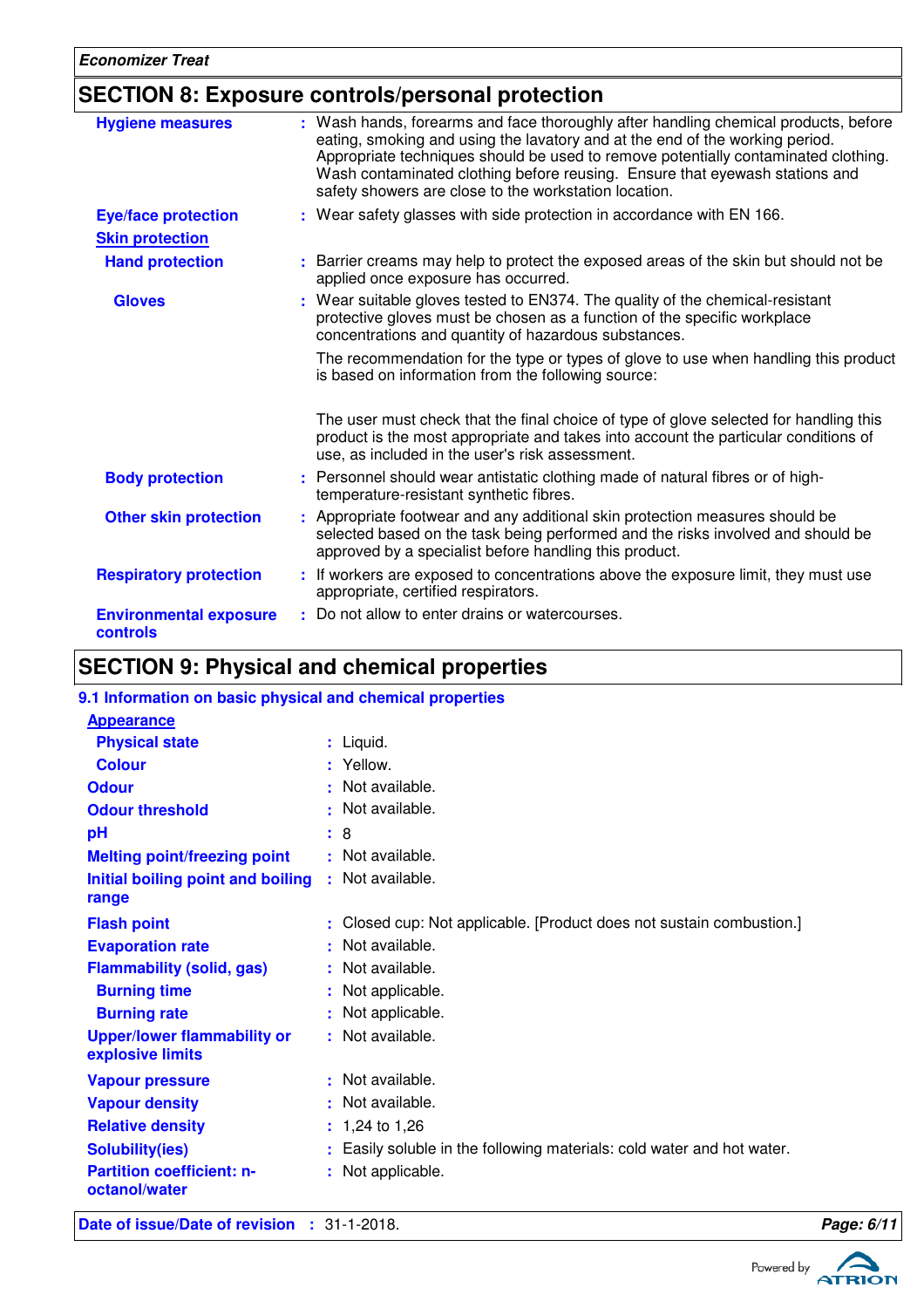## SECTION 8: Exposure controls/personal protection

**Hygiene measures** : Wash hands, forearms and face thoroughly after handling chemical products, before eating, smoking and using the lavatory and at the end of the working period. Appropriate techniques should be used to remove potentially contaminated clothing. Wash contaminated clothing before reusing. Ensure that eyewash stations and safety showers are close to the workstation location.

**Eye/face protection** : Wear safety glasses with side protection in accordance with EN 166.

**Skin protection**

**Hand protection** : Barrier creams may help to protect the exposed areas of the skin but should not be applied once exposure has occurred.

**Gloves** : Wear suitable gloves tested to EN374. The quality of the chemical-resistant protective gloves must be chosen as a function of the specific workplace concentrations and quantity of hazardous substances.

The recommendation for the type or types of glove to use when handling this product is based on information from the following source:

The user must check that the final choice of type of glove selected for handling this product is the most appropriate and takes into account the particular conditions of use, as included in the user's risk assessment.

**Body protection** : Personnel should wear antistatic clothing made of natural fibres or of high-temperature-resistant synthetic fibres.

**Other skin protection** : Appropriate footwear and any additional skin protection measures should be selected based on the task being performed and the risks involved and should be approved by a specialist before handling this product.

**Respiratory protection** : If workers are exposed to concentrations above the exposure limit, they must use appropriate, certified respirators.

**Environmental exposure controls** : Do not allow to enter drains or watercourses.

## SECTION 9: Physical and chemical properties

### 9.1 Information on basic physical and chemical properties

**Appearance**

**Physical state** : Liquid.

**Colour** : Yellow.

**Odour** : Not available.

**Odour threshold** : Not available.

**pH** : 8

**Melting point/freezing point** : Not available.

**Initial boiling point and boiling range** : Not available.

**Flash point** : Closed cup: Not applicable. [Product does not sustain combustion.]

**Evaporation rate** : Not available.

**Flammability (solid, gas)** : Not available.

**Burning time** : Not applicable.

**Burning rate** : Not applicable.

**Upper/lower flammability or explosive limits** : Not available.

**Vapour pressure** : Not available.

**Vapour density** : Not available.

**Relative density** : 1,24 to 1,26

**Solubility(ies)** : Easily soluble in the following materials: cold water and hot water.

**Partition coefficient: n-octanol/water** : Not applicable.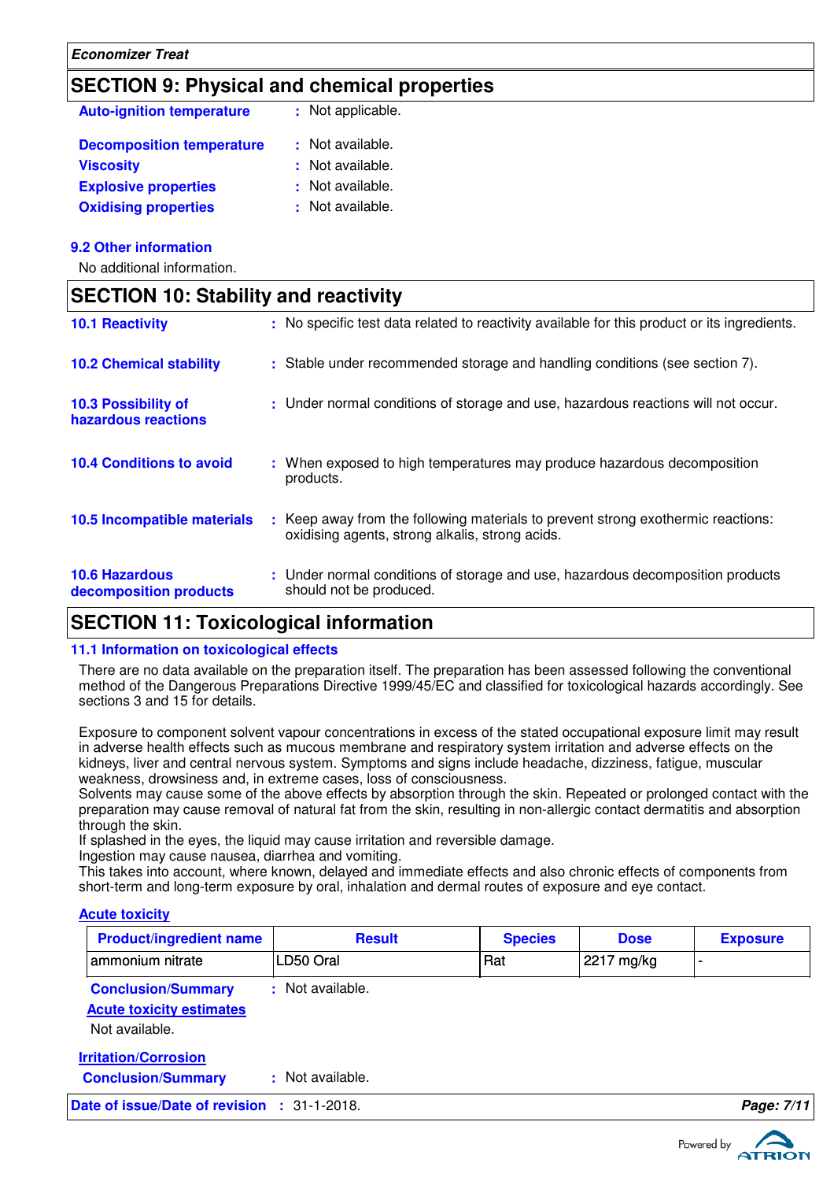## SECTION 9: Physical and chemical properties

**Auto-ignition temperature** : Not applicable.

**Decomposition temperature** : Not available.
**Viscosity** : Not available.
**Explosive properties** : Not available.
**Oxidising properties** : Not available.

### 9.2 Other information

No additional information.

## SECTION 10: Stability and reactivity

**10.1 Reactivity** : No specific test data related to reactivity available for this product or its ingredients.

**10.2 Chemical stability** : Stable under recommended storage and handling conditions (see section 7).

**10.3 Possibility of hazardous reactions** : Under normal conditions of storage and use, hazardous reactions will not occur.

**10.4 Conditions to avoid** : When exposed to high temperatures may produce hazardous decomposition products.

**10.5 Incompatible materials** : Keep away from the following materials to prevent strong exothermic reactions: oxidising agents, strong alkalis, strong acids.

**10.6 Hazardous decomposition products** : Under normal conditions of storage and use, hazardous decomposition products should not be produced.

## SECTION 11: Toxicological information

### 11.1 Information on toxicological effects

There are no data available on the preparation itself. The preparation has been assessed following the conventional method of the Dangerous Preparations Directive 1999/45/EC and classified for toxicological hazards accordingly. See sections 3 and 15 for details.

Exposure to component solvent vapour concentrations in excess of the stated occupational exposure limit may result in adverse health effects such as mucous membrane and respiratory system irritation and adverse effects on the kidneys, liver and central nervous system. Symptoms and signs include headache, dizziness, fatigue, muscular weakness, drowsiness and, in extreme cases, loss of consciousness.
Solvents may cause some of the above effects by absorption through the skin. Repeated or prolonged contact with the preparation may cause removal of natural fat from the skin, resulting in non-allergic contact dermatitis and absorption through the skin.
If splashed in the eyes, the liquid may cause irritation and reversible damage.
Ingestion may cause nausea, diarrhea and vomiting.
This takes into account, where known, delayed and immediate effects and also chronic effects of components from short-term and long-term exposure by oral, inhalation and dermal routes of exposure and eye contact.

**Acute toxicity**

| Product/ingredient name | Result | Species | Dose | Exposure |
|---|---|---|---|---|
| ammonium nitrate | LD50 Oral | Rat | 2217 mg/kg | - |

**Conclusion/Summary** : Not available.

**Acute toxicity estimates**

Not available.

**Irritation/Corrosion**

**Conclusion/Summary** : Not available.

**Date of issue/Date of revision** : 31-1-2018.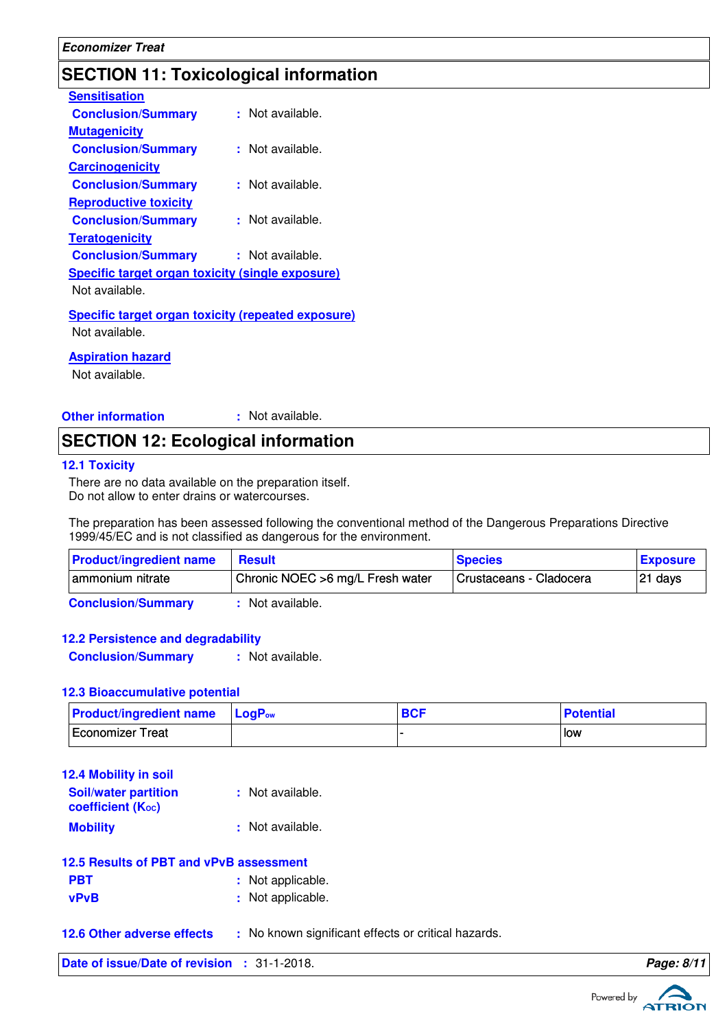## SECTION 11: Toxicological information

**Sensitisation**

**Conclusion/Summary** : Not available.

**Mutagenicity**

**Conclusion/Summary** : Not available.

**Carcinogenicity**

**Conclusion/Summary** : Not available.

**Reproductive toxicity**

**Conclusion/Summary** : Not available.

**Teratogenicity**

**Conclusion/Summary** : Not available.

**Specific target organ toxicity (single exposure)**

Not available.

**Specific target organ toxicity (repeated exposure)**

Not available.

**Aspiration hazard**

Not available.

**Other information** : Not available.

## SECTION 12: Ecological information

### 12.1 Toxicity

There are no data available on the preparation itself.
Do not allow to enter drains or watercourses.

The preparation has been assessed following the conventional method of the Dangerous Preparations Directive 1999/45/EC and is not classified as dangerous for the environment.

| Product/ingredient name | Result | Species | Exposure |
|---|---|---|---|
| ammonium nitrate | Chronic NOEC >6 mg/L Fresh water | Crustaceans - Cladocera | 21 days |

**Conclusion/Summary** : Not available.

### 12.2 Persistence and degradability

**Conclusion/Summary** : Not available.

### 12.3 Bioaccumulative potential

| Product/ingredient name | $LogP_{ow}$ | BCF | Potential |
|---|---|---|---|
| Economizer Treat | | - | low |

### 12.4 Mobility in soil

**Soil/water partition coefficient ($K_{OC}$)** : Not available.

**Mobility** : Not available.

### 12.5 Results of PBT and vPvB assessment

**PBT** : Not applicable.

**vPvB** : Not applicable.

### 12.6 Other adverse effects : No known significant effects or critical hazards.

**Date of issue/Date of revision** : 31-1-2018.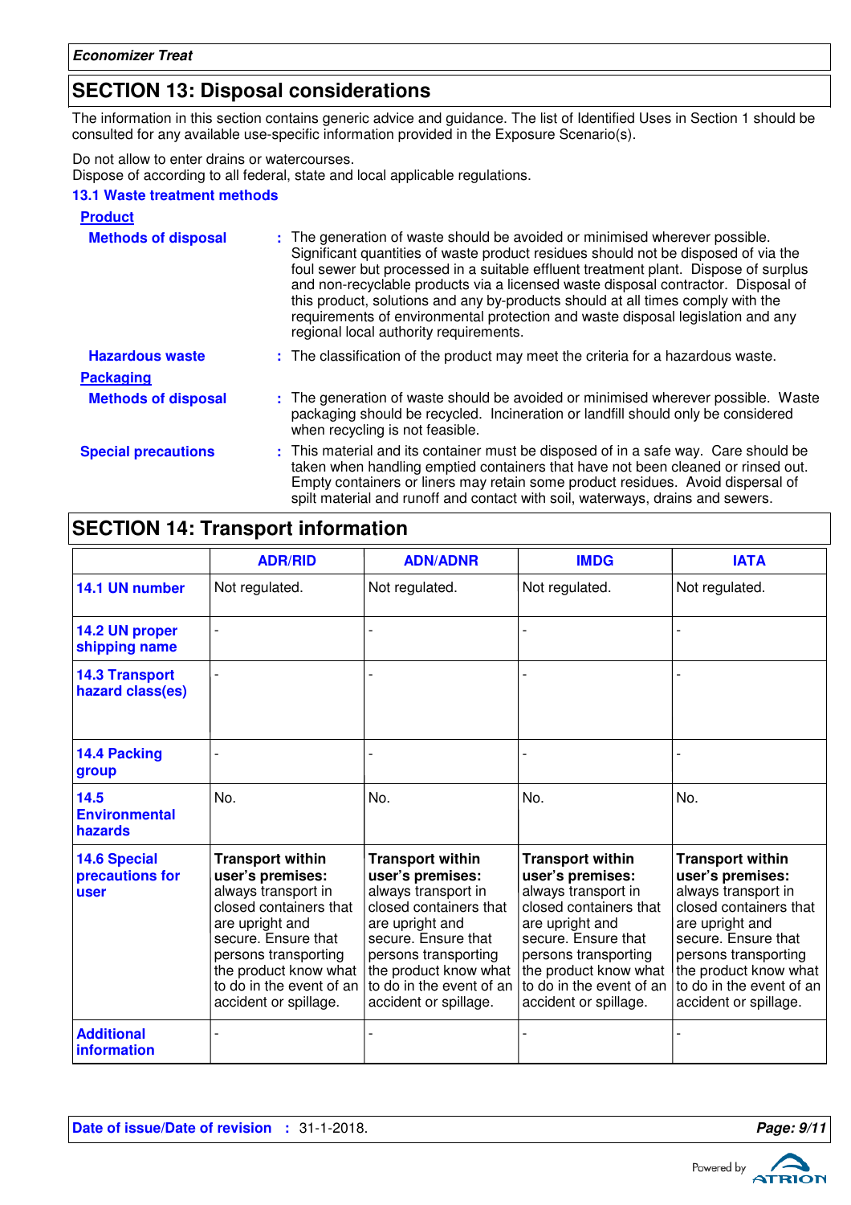## SECTION 13: Disposal considerations

The information in this section contains generic advice and guidance. The list of Identified Uses in Section 1 should be consulted for any available use-specific information provided in the Exposure Scenario(s).

Do not allow to enter drains or watercourses.
Dispose of according to all federal, state and local applicable regulations.

### 13.1 Waste treatment methods

**Product**

**Methods of disposal** : The generation of waste should be avoided or minimised wherever possible. Significant quantities of waste product residues should not be disposed of via the foul sewer but processed in a suitable effluent treatment plant. Dispose of surplus and non-recyclable products via a licensed waste disposal contractor. Disposal of this product, solutions and any by-products should at all times comply with the requirements of environmental protection and waste disposal legislation and any regional local authority requirements.

**Hazardous waste** : The classification of the product may meet the criteria for a hazardous waste.

**Packaging**

**Methods of disposal** : The generation of waste should be avoided or minimised wherever possible. Waste packaging should be recycled. Incineration or landfill should only be considered when recycling is not feasible.

**Special precautions** : This material and its container must be disposed of in a safe way. Care should be taken when handling emptied containers that have not been cleaned or rinsed out. Empty containers or liners may retain some product residues. Avoid dispersal of spilt material and runoff and contact with soil, waterways, drains and sewers.

## SECTION 14: Transport information

| | ADR/RID | ADN/ADNR | IMDG | IATA |
|---|---|---|---|---|
| **14.1 UN number** | Not regulated. | Not regulated. | Not regulated. | Not regulated. |
| **14.2 UN proper shipping name** | - | - | - | - |
| **14.3 Transport hazard class(es)** | - | - | - | - |
| **14.4 Packing group** | - | - | - | - |
| **14.5 Environmental hazards** | No. | No. | No. | No. |
| **14.6 Special precautions for user** | **Transport within user's premises:** always transport in closed containers that are upright and secure. Ensure that persons transporting the product know what to do in the event of an accident or spillage. | **Transport within user's premises:** always transport in closed containers that are upright and secure. Ensure that persons transporting the product know what to do in the event of an accident or spillage. | **Transport within user's premises:** always transport in closed containers that are upright and secure. Ensure that persons transporting the product know what to do in the event of an accident or spillage. | **Transport within user's premises:** always transport in closed containers that are upright and secure. Ensure that persons transporting the product know what to do in the event of an accident or spillage. |
| **Additional information** | - | - | - | - |

**Date of issue/Date of revision** : 31-1-2018.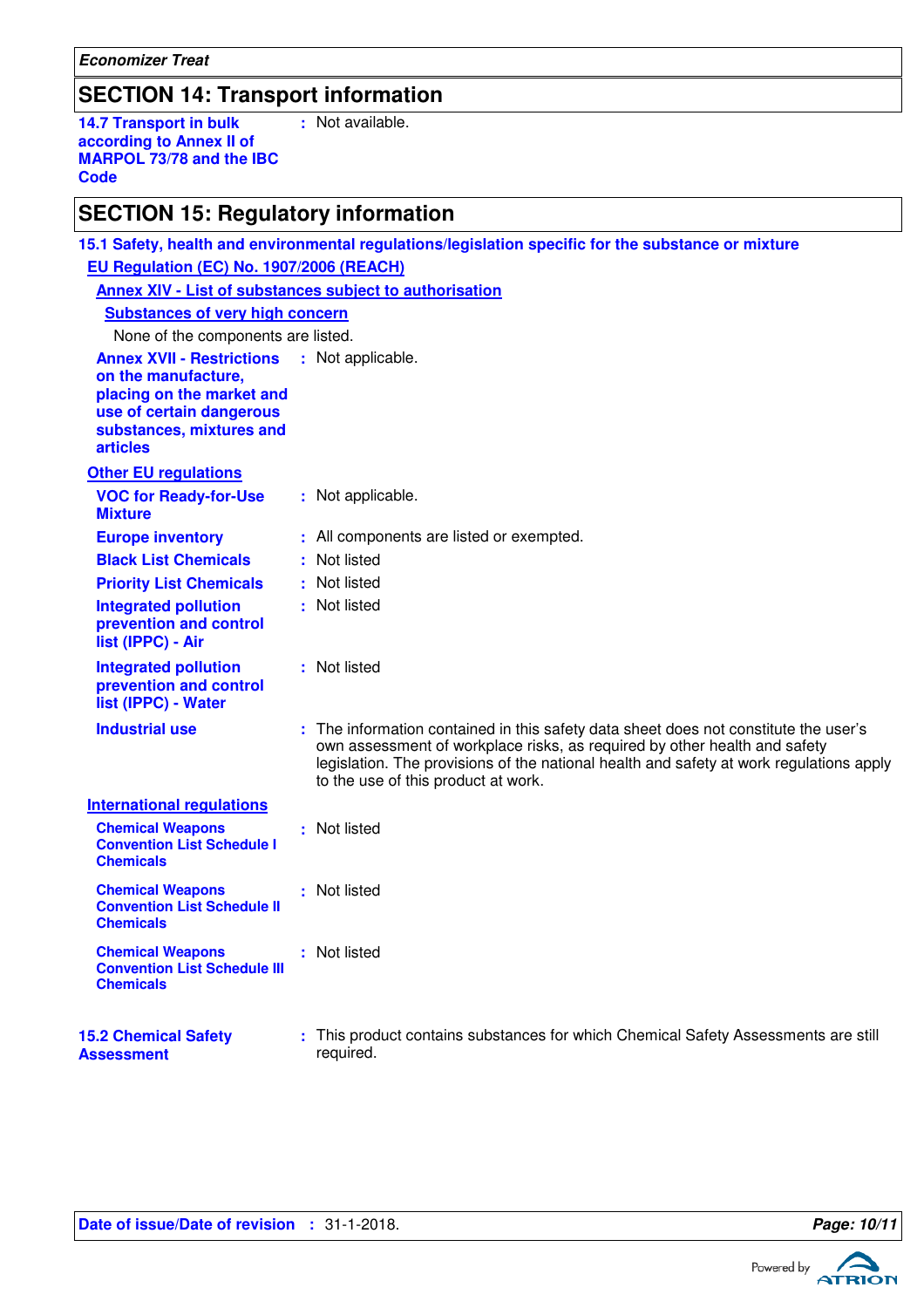## SECTION 14: Transport information

**14.7 Transport in bulk according to Annex II of MARPOL 73/78 and the IBC Code** : Not available.

## SECTION 15: Regulatory information

### 15.1 Safety, health and environmental regulations/legislation specific for the substance or mixture

**EU Regulation (EC) No. 1907/2006 (REACH)**

**Annex XIV - List of substances subject to authorisation**

**Substances of very high concern**

None of the components are listed.

**Annex XVII - Restrictions on the manufacture, placing on the market and use of certain dangerous substances, mixtures and articles** : Not applicable.

**Other EU regulations**

**VOC for Ready-for-Use Mixture** : Not applicable.

**Europe inventory** : All components are listed or exempted.

**Black List Chemicals** : Not listed

**Priority List Chemicals** : Not listed

**Integrated pollution prevention and control list (IPPC) - Air** : Not listed

**Integrated pollution prevention and control list (IPPC) - Water** : Not listed

**Industrial use** : The information contained in this safety data sheet does not constitute the user's own assessment of workplace risks, as required by other health and safety legislation. The provisions of the national health and safety at work regulations apply to the use of this product at work.

**International regulations**

**Chemical Weapons Convention List Schedule I Chemicals** : Not listed

**Chemical Weapons Convention List Schedule II Chemicals** : Not listed

**Chemical Weapons Convention List Schedule III Chemicals** : Not listed

**15.2 Chemical Safety Assessment** : This product contains substances for which Chemical Safety Assessments are still required.

**Date of issue/Date of revision** : 31-1-2018.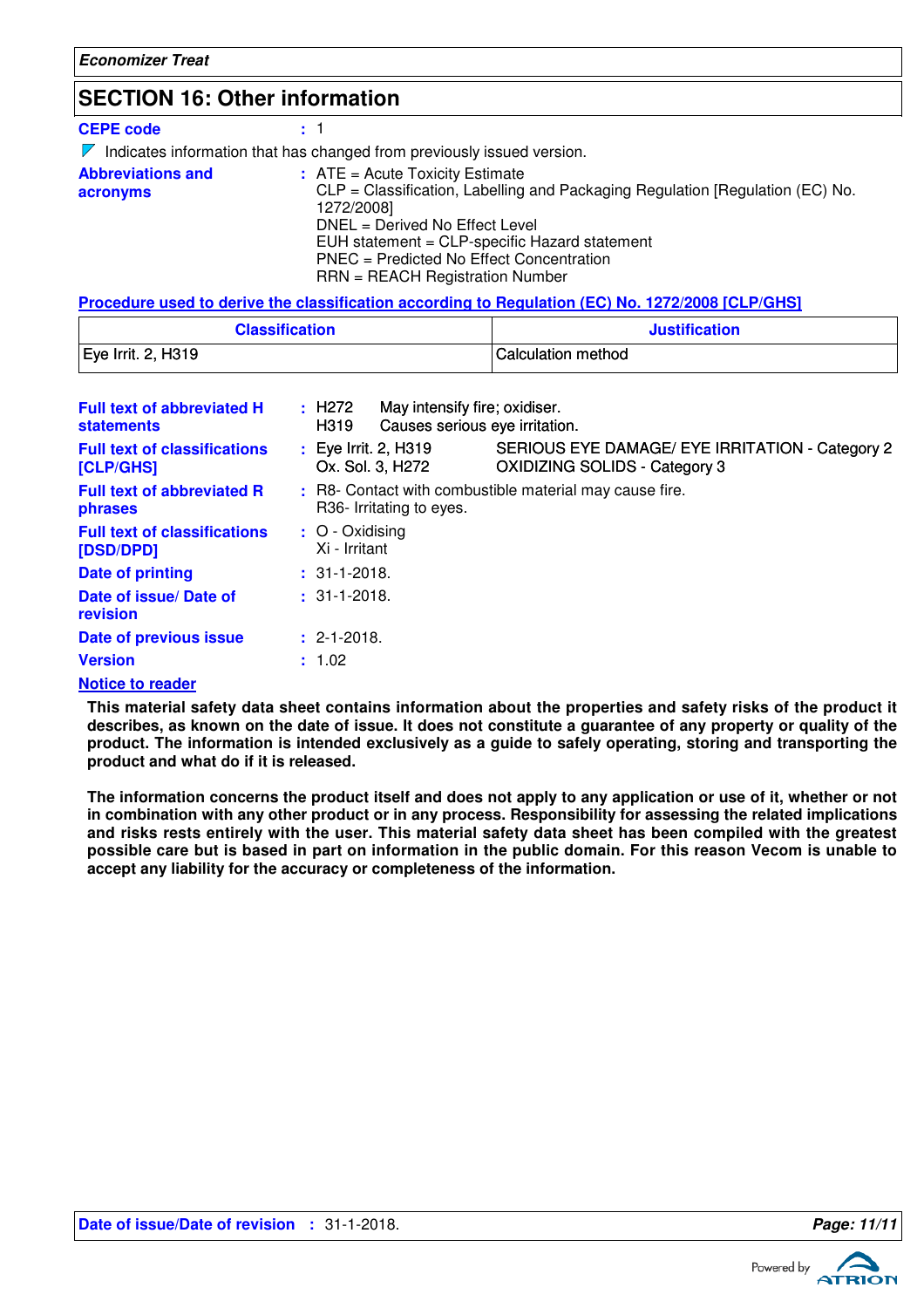## SECTION 16: Other information

**CEPE code** : 1

Indicates information that has changed from previously issued version.

**Abbreviations and acronyms** : ATE = Acute Toxicity Estimate
CLP = Classification, Labelling and Packaging Regulation [Regulation (EC) No. 1272/2008]
DNEL = Derived No Effect Level
EUH statement = CLP-specific Hazard statement
PNEC = Predicted No Effect Concentration
RRN = REACH Registration Number

**Procedure used to derive the classification according to Regulation (EC) No. 1272/2008 [CLP/GHS]**

| Classification | Justification |
|---|---|
| Eye Irrit. 2, H319 | Calculation method |

**Full text of abbreviated H statements** : H272 May intensify fire; oxidiser.
H319 Causes serious eye irritation.

**Full text of classifications [CLP/GHS]** : Eye Irrit. 2, H319 SERIOUS EYE DAMAGE/ EYE IRRITATION - Category 2
Ox. Sol. 3, H272 OXIDIZING SOLIDS - Category 3

**Full text of abbreviated R phrases** : R8- Contact with combustible material may cause fire.
R36- Irritating to eyes.

**Full text of classifications [DSD/DPD]** : O - Oxidising
Xi - Irritant

**Date of printing** : 31-1-2018.

**Date of issue/ Date of revision** : 31-1-2018.

**Date of previous issue** : 2-1-2018.

**Version** : 1.02

**Notice to reader**

**This material safety data sheet contains information about the properties and safety risks of the product it describes, as known on the date of issue. It does not constitute a guarantee of any property or quality of the product. The information is intended exclusively as a guide to safely operating, storing and transporting the product and what do if it is released.**

**The information concerns the product itself and does not apply to any application or use of it, whether or not in combination with any other product or in any process. Responsibility for assessing the related implications and risks rests entirely with the user. This material safety data sheet has been compiled with the greatest possible care but is based in part on information in the public domain. For this reason Vecom is unable to accept any liability for the accuracy or completeness of the information.**